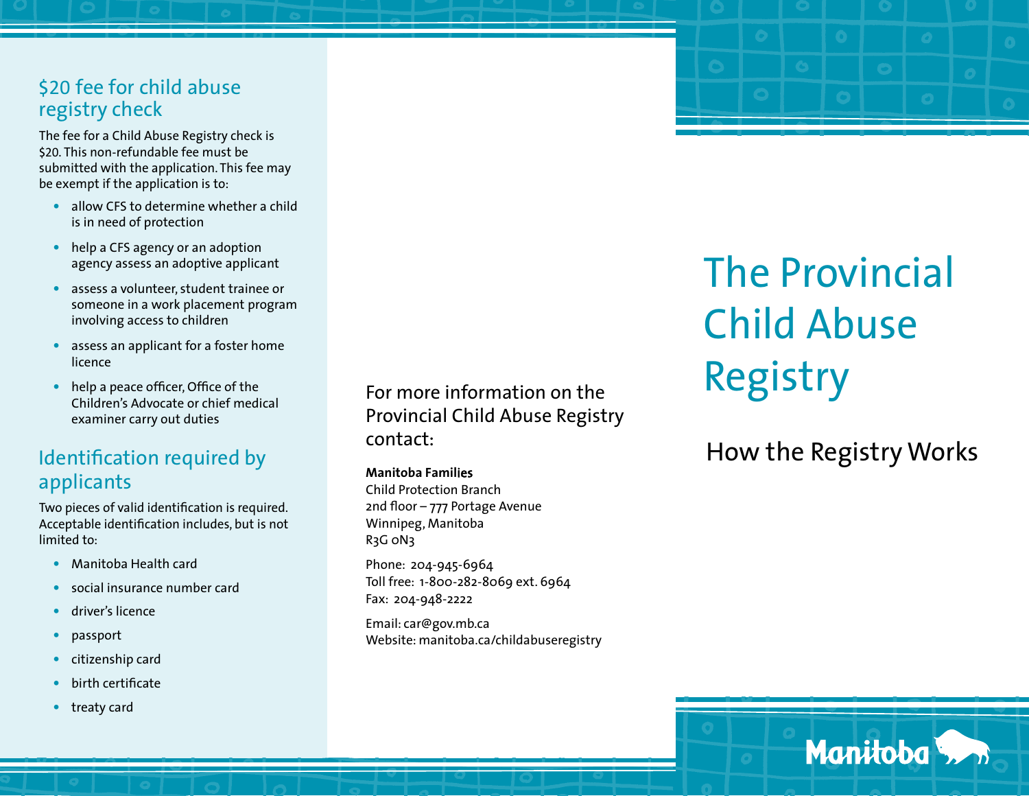## $20 fee for child abuse registry check

The fee for a Child Abuse Registry check is $20. This non-refundable fee must be submitted with the application. This fee may be exempt if the application is to:

- allow CFS to determine whether a child is in need of protection
- help a CFS agency or an adoption agency assess an adoptive applicant
- assess a volunteer, student trainee or someone in a work placement program involving access to children
- assess an applicant for a foster home licence
- help a peace officer, Office of the Children's Advocate or chief medical examiner carry out duties

## Identification required by applicants

Two pieces of valid identification is required. Acceptable identification includes, but is not limited to:

- Manitoba Health card
- social insurance number card
- driver's licence
- passport
- citizenship card
- birth certificate
- treaty card

For more information on the Provincial Child Abuse Registry contact:

**Manitoba Families**
Child Protection Branch
2nd floor – 777 Portage Avenue
Winnipeg, Manitoba
R3G 0N3

Phone: 204-945-6964
Toll free: 1-800-282-8069 ext. 6964
Fax: 204-948-2222

Email: car@gov.mb.ca
Website: manitoba.ca/childabuseregistry

# The Provincial Child Abuse Registry

## How the Registry Works

Manitoba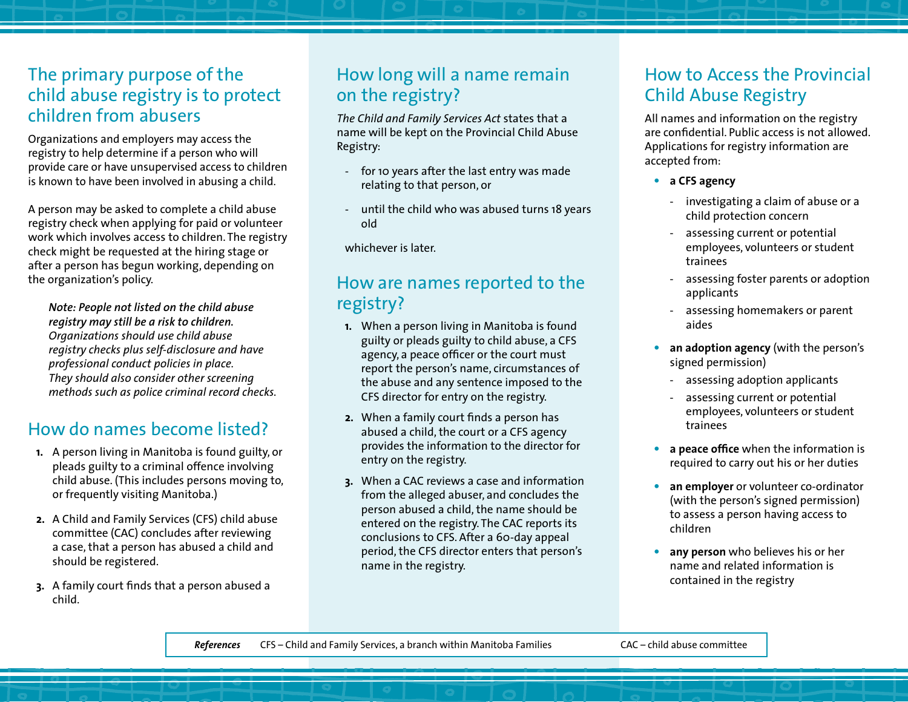## The primary purpose of the child abuse registry is to protect children from abusers

Organizations and employers may access the registry to help determine if a person who will provide care or have unsupervised access to children is known to have been involved in abusing a child.

A person may be asked to complete a child abuse registry check when applying for paid or volunteer work which involves access to children. The registry check might be requested at the hiring stage or after a person has begun working, depending on the organization's policy.

> ***Note: People not listed on the child abuse registry may still be a risk to children.*** *Organizations should use child abuse registry checks plus self-disclosure and have professional conduct policies in place. They should also consider other screening methods such as police criminal record checks.*

## How do names become listed?

1. A person living in Manitoba is found guilty, or pleads guilty to a criminal offence involving child abuse. (This includes persons moving to, or frequently visiting Manitoba.)
2. A Child and Family Services (CFS) child abuse committee (CAC) concludes after reviewing a case, that a person has abused a child and should be registered.
3. A family court finds that a person abused a child.

## How long will a name remain on the registry?

*The Child and Family Services Act* states that a name will be kept on the Provincial Child Abuse Registry:

- for 10 years after the last entry was made relating to that person, or
- until the child who was abused turns 18 years old

whichever is later.

## How are names reported to the registry?

1. When a person living in Manitoba is found guilty or pleads guilty to child abuse, a CFS agency, a peace officer or the court must report the person's name, circumstances of the abuse and any sentence imposed to the CFS director for entry on the registry.
2. When a family court finds a person has abused a child, the court or a CFS agency provides the information to the director for entry on the registry.
3. When a CAC reviews a case and information from the alleged abuser, and concludes the person abused a child, the name should be entered on the registry. The CAC reports its conclusions to CFS. After a 60-day appeal period, the CFS director enters that person's name in the registry.

## How to Access the Provincial Child Abuse Registry

All names and information on the registry are confidential. Public access is not allowed. Applications for registry information are accepted from:

- **a CFS agency**
  - investigating a claim of abuse or a child protection concern
  - assessing current or potential employees, volunteers or student trainees
  - assessing foster parents or adoption applicants
  - assessing homemakers or parent aides
- **an adoption agency** (with the person's signed permission)
  - assessing adoption applicants
  - assessing current or potential employees, volunteers or student trainees
- **a peace office** when the information is required to carry out his or her duties
- **an employer** or volunteer co-ordinator (with the person's signed permission) to assess a person having access to children
- **any person** who believes his or her name and related information is contained in the registry

***References*** CFS – Child and Family Services, a branch within Manitoba Families CAC – child abuse committee